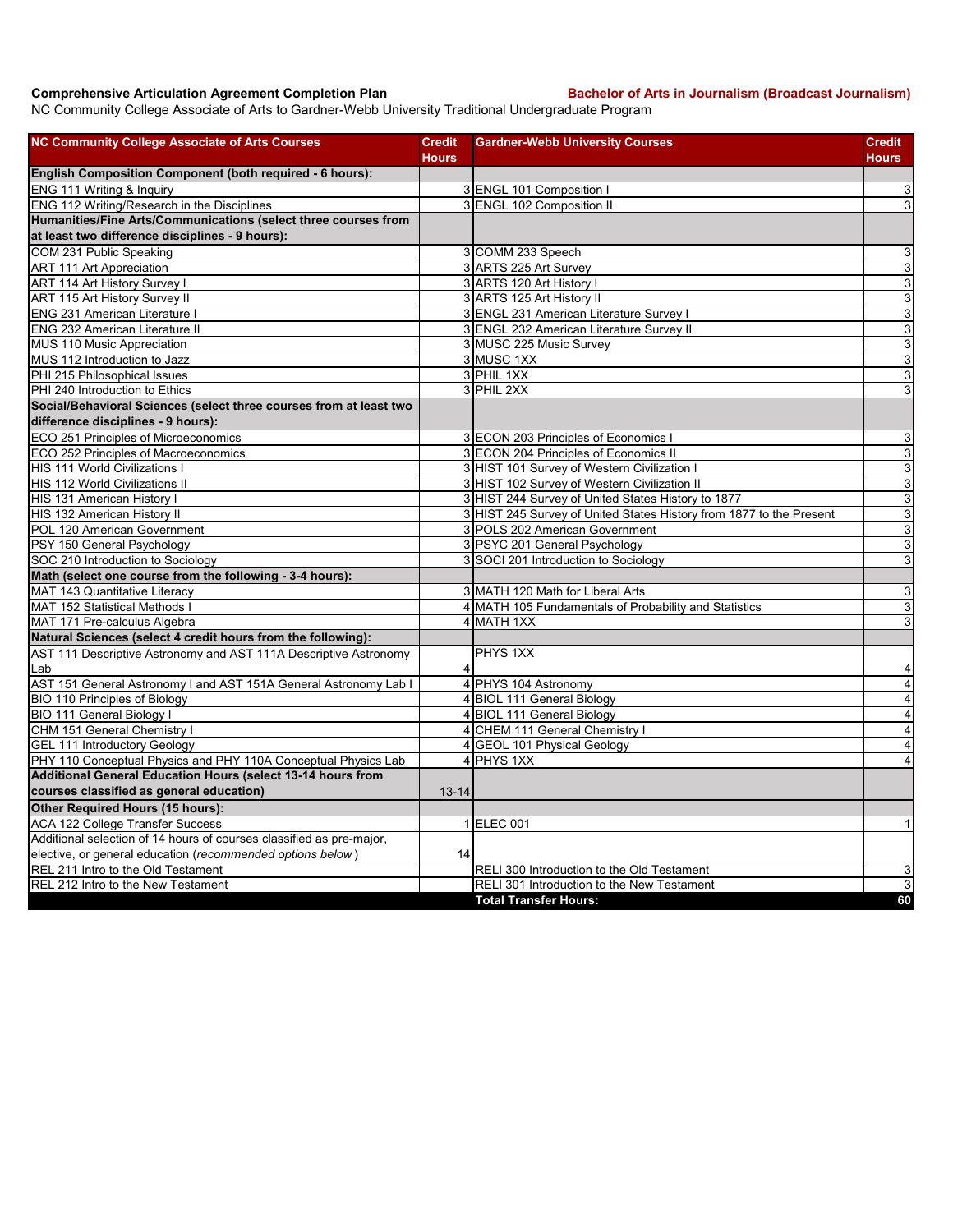**Comprehensive Articulation Agreement Completion Plan** **Bachelor of Arts in Journalism (Broadcast Journalism)**

NC Community College Associate of Arts to Gardner-Webb University Traditional Undergraduate Program

| NC Community College Associate of Arts Courses | Credit Hours | Gardner-Webb University Courses | Credit Hours |
|---|---|---|---|
| **English Composition Component (both required - 6 hours):** | | | |
| ENG 111 Writing & Inquiry | 3 | ENGL 101 Composition I | 3 |
| ENG 112 Writing/Research in the Disciplines | 3 | ENGL 102 Composition II | 3 |
| **Humanities/Fine Arts/Communications (select three courses from at least two difference disciplines - 9 hours):** | | | |
| COM 231 Public Speaking | 3 | COMM 233 Speech | 3 |
| ART 111 Art Appreciation | 3 | ARTS 225 Art Survey | 3 |
| ART 114 Art History Survey I | 3 | ARTS 120 Art History I | 3 |
| ART 115 Art History Survey II | 3 | ARTS 125 Art History II | 3 |
| ENG 231 American Literature I | 3 | ENGL 231 American Literature Survey I | 3 |
| ENG 232 American Literature II | 3 | ENGL 232 American Literature Survey II | 3 |
| MUS 110 Music Appreciation | 3 | MUSC 225 Music Survey | 3 |
| MUS 112 Introduction to Jazz | 3 | MUSC 1XX | 3 |
| PHI 215 Philosophical Issues | 3 | PHIL 1XX | 3 |
| PHI 240 Introduction to Ethics | 3 | PHIL 2XX | 3 |
| **Social/Behavioral Sciences (select three courses from at least two difference disciplines - 9 hours):** | | | |
| ECO 251 Principles of Microeconomics | 3 | ECON 203 Principles of Economics I | 3 |
| ECO 252 Principles of Macroeconomics | 3 | ECON 204 Principles of Economics II | 3 |
| HIS 111 World Civilizations I | 3 | HIST 101 Survey of Western Civilization I | 3 |
| HIS 112 World Civilizations II | 3 | HIST 102 Survey of Western Civilization II | 3 |
| HIS 131 American History I | 3 | HIST 244 Survey of United States History to 1877 | 3 |
| HIS 132 American History II | 3 | HIST 245 Survey of United States History from 1877 to the Present | 3 |
| POL 120 American Government | 3 | POLS 202 American Government | 3 |
| PSY 150 General Psychology | 3 | PSYC 201 General Psychology | 3 |
| SOC 210 Introduction to Sociology | 3 | SOCI 201 Introduction to Sociology | 3 |
| **Math (select one course from the following - 3-4 hours):** | | | |
| MAT 143 Quantitative Literacy | 3 | MATH 120 Math for Liberal Arts | 3 |
| MAT 152 Statistical Methods I | 4 | MATH 105 Fundamentals of Probability and Statistics | 3 |
| MAT 171 Pre-calculus Algebra | 4 | MATH 1XX | 3 |
| **Natural Sciences (select 4 credit hours from the following):** | | | |
| AST 111 Descriptive Astronomy and AST 111A Descriptive Astronomy Lab | 4 | PHYS 1XX | 4 |
| AST 151 General Astronomy I and AST 151A General Astronomy Lab I | 4 | PHYS 104 Astronomy | 4 |
| BIO 110 Principles of Biology | 4 | BIOL 111 General Biology | 4 |
| BIO 111 General Biology I | 4 | BIOL 111 General Biology | 4 |
| CHM 151 General Chemistry I | 4 | CHEM 111 General Chemistry I | 4 |
| GEL 111 Introductory Geology | 4 | GEOL 101 Physical Geology | 4 |
| PHY 110 Conceptual Physics and PHY 110A Conceptual Physics Lab | 4 | PHYS 1XX | 4 |
| **Additional General Education Hours (select 13-14 hours from courses classified as general education)** | 13-14 | | |
| **Other Required Hours (15 hours):** | | | |
| ACA 122 College Transfer Success | 1 | ELEC 001 | 1 |
| Additional selection of 14 hours of courses classified as pre-major, elective, or general education (*recommended options below*) | 14 | | |
| REL 211 Intro to the Old Testament | | RELI 300 Introduction to the Old Testament | 3 |
| REL 212 Intro to the New Testament | | RELI 301 Introduction to the New Testament | 3 |
| | | **Total Transfer Hours:** | **60** |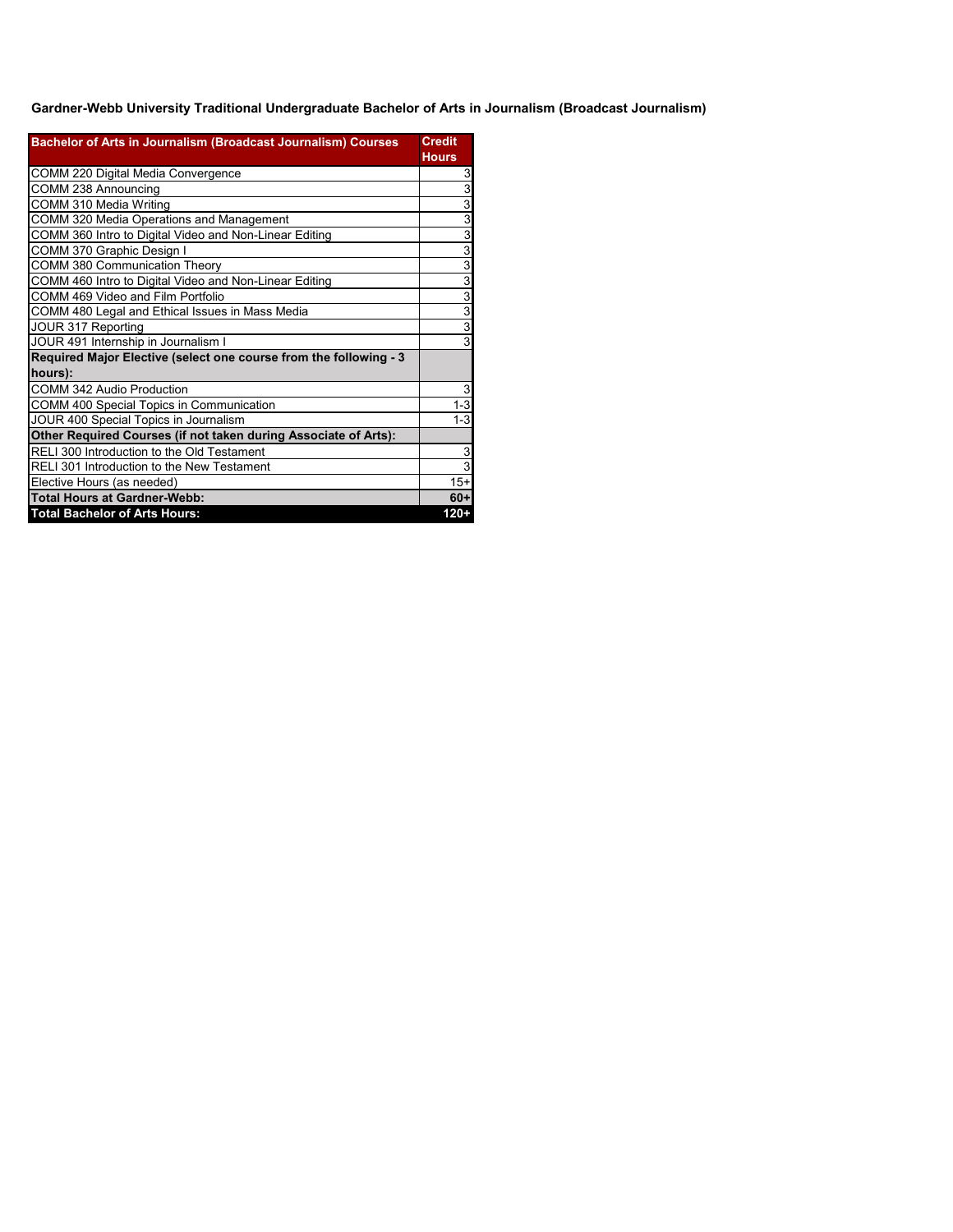**Gardner-Webb University Traditional Undergraduate Bachelor of Arts in Journalism (Broadcast Journalism)**

| Bachelor of Arts in Journalism (Broadcast Journalism) Courses | Credit Hours |
|---|---|
| COMM 220 Digital Media Convergence | 3 |
| COMM 238 Announcing | 3 |
| COMM 310 Media Writing | 3 |
| COMM 320 Media Operations and Management | 3 |
| COMM 360 Intro to Digital Video and Non-Linear Editing | 3 |
| COMM 370 Graphic Design I | 3 |
| COMM 380 Communication Theory | 3 |
| COMM 460 Intro to Digital Video and Non-Linear Editing | 3 |
| COMM 469 Video and Film Portfolio | 3 |
| COMM 480 Legal and Ethical Issues in Mass Media | 3 |
| JOUR 317 Reporting | 3 |
| JOUR 491 Internship in Journalism I | 3 |
| **Required Major Elective (select one course from the following - 3 hours):** | |
| COMM 342 Audio Production | 3 |
| COMM 400 Special Topics in Communication | 1-3 |
| JOUR 400 Special Topics in Journalism | 1-3 |
| **Other Required Courses (if not taken during Associate of Arts):** | |
| RELI 300 Introduction to the Old Testament | 3 |
| RELI 301 Introduction to the New Testament | 3 |
| Elective Hours (as needed) | 15+ |
| **Total Hours at Gardner-Webb:** | **60+** |
| **Total Bachelor of Arts Hours:** | **120+** |